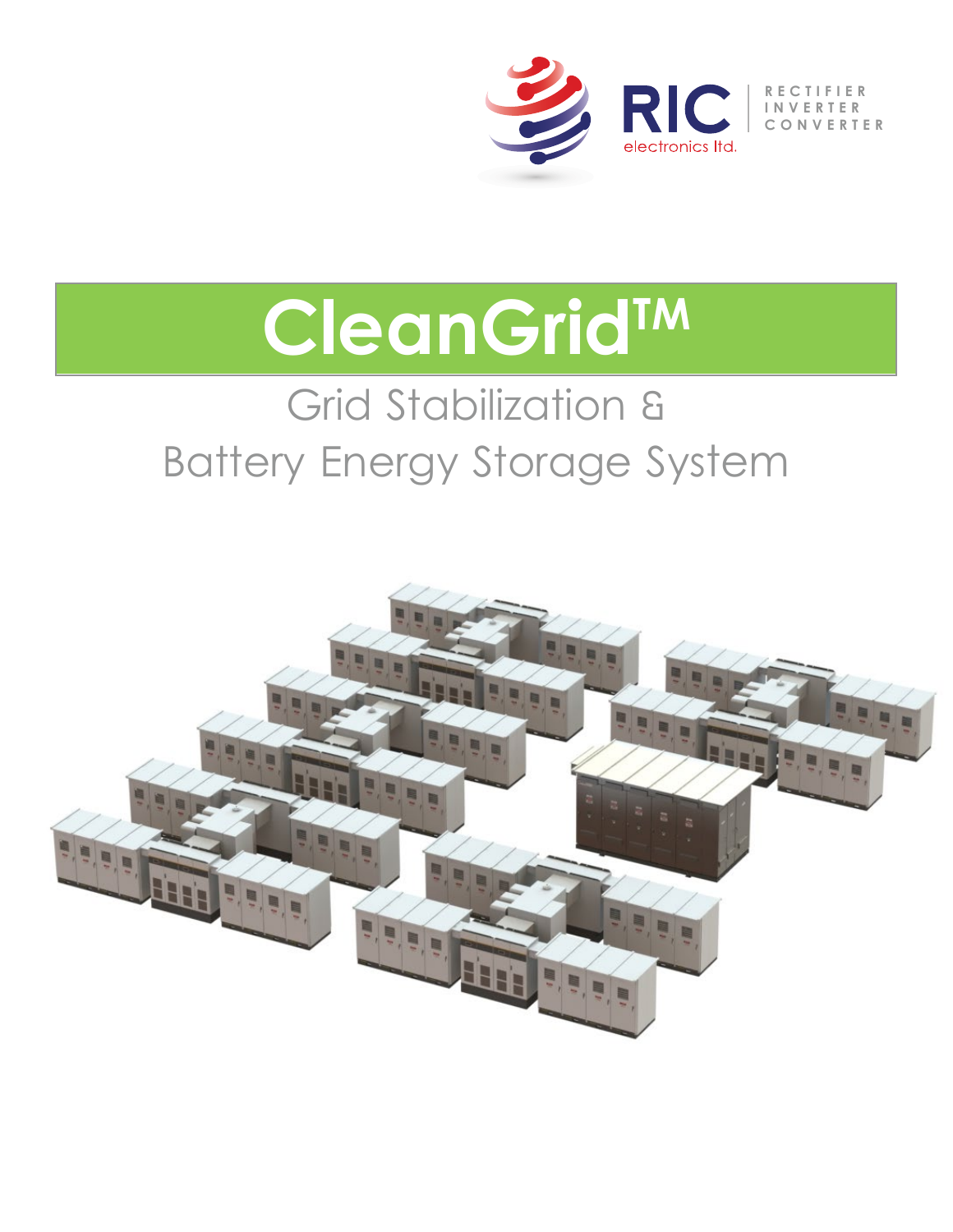RIC electronics ltd.

RECTIFIER
INVERTER
CONVERTER

# CleanGrid™

## Grid Stabilization & Battery Energy Storage System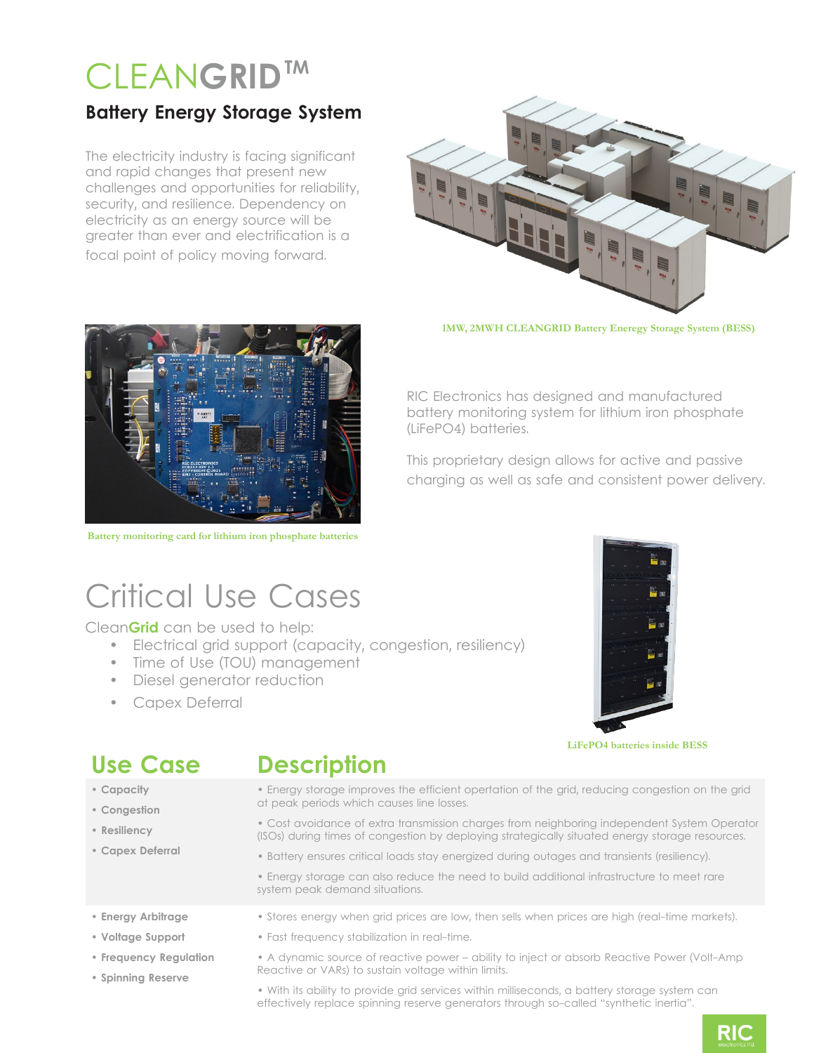# CLEANGRID™

## Battery Energy Storage System

The electricity industry is facing significant and rapid changes that present new challenges and opportunities for reliability, security, and resilience. Dependency on electricity as an energy source will be greater than ever and electrification is a focal point of policy moving forward.

1MW, 2MWH CLEANGRID Battery Energy Storage System (BESS)

Battery monitoring card for lithium iron phosphate batteries

RIC Electronics has designed and manufactured battery monitoring system for lithium iron phosphate (LiFePO4) batteries.

This proprietary design allows for active and passive charging as well as safe consistent power delivery.

# Critical Use Cases

Clean**Grid** can be used to help:

- Electrical grid support (capacity, congestion, resiliency)
- Time of Use (TOU) management
- Diesel generator reduction
- Capex Deferral

LiFePO4 batteries inside BESS

| Use Case | Description |
| --- | --- |
| • Capacity<br>• Congestion<br>• Resiliency<br>• Capex Deferral | • Energy storage improves the efficient opertation of the grid, reducing congestion on the grid at peak periods which causes line losses.<br>• Cost avoidance of extra transmission charges from neighboring independent System Operator (ISOs) during times of congestion by deploying strategically situated energy storage resources.<br>• Battery ensures critical loads stay energized during outages and transients (resiliency).<br>• Energy storage can also reduce the need to build additional infrastructure to meet rare system peak demand situations. |
| • Energy Arbitrage<br>• Voltage Support<br>• Frequency Regulation<br>• Spinning Reserve | • Stores energy when grid prices are low, then sells when prices are high (real-time markets).<br>• Fast frequency stabilization in real-time.<br>• A dynamic source of reactive power – ability to inject or absorb Reactive Power (Volt-Amp Reactive or VARs) to sustain voltage within limits.<br>• With its ability to provide grid services within milliseconds, a battery storage system can effectively replace spinning reserve generators through so-called "synthetic inertia". |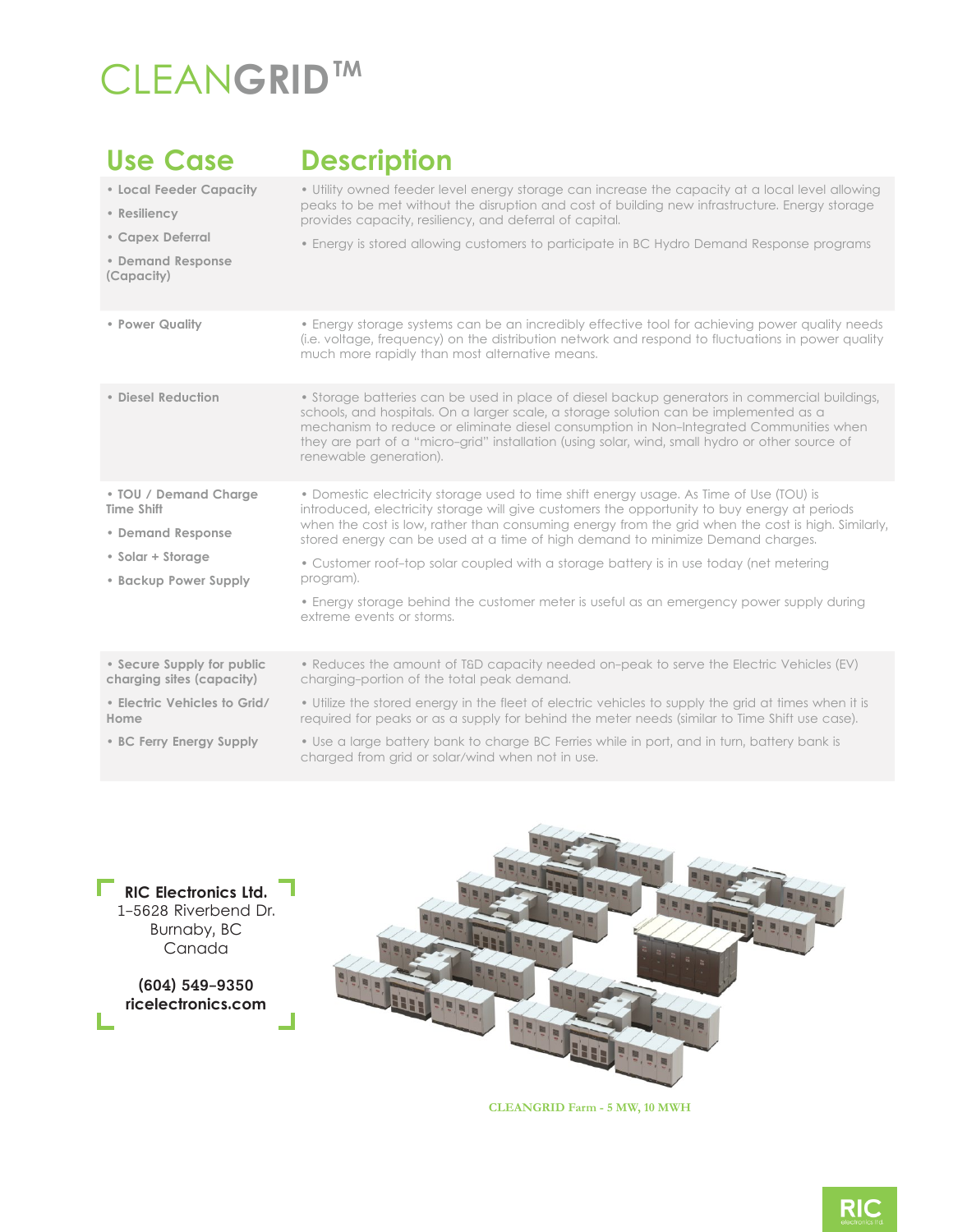# CLEANGRID™

| Use Case | Description |
| --- | --- |
| • Local Feeder Capacity<br>• Resiliency<br>• Capex Deferral<br>• Demand Response (Capacity) | • Utility owned feeder level energy storage can increase the capacity at a local level allowing peaks to be met without the disruption and cost of building new infrastructure. Energy storage provides capacity, resiliency, and deferral of capital.<br>• Energy is stored allowing customers to participate in BC Hydro Demand Response programs |
| • Power Quality | • Energy storage systems can be an incredibly effective tool for achieving power quality needs (i.e. voltage, frequency) on the distribution network and respond to fluctuations in power quality much more rapidly than most alternative means. |
| • Diesel Reduction | • Storage batteries can be used in place of diesel backup generators in commercial buildings, schools, and hospitals. On a larger scale, a storage solution can be implemented as a mechanism to reduce or eliminate diesel consumption in Non-Integrated Communities when they are part of a "micro-grid" installation (using solar, wind, small hydro or other source of renewable generation). |
| • TOU / Demand Charge Time Shift<br>• Demand Response<br>• Solar + Storage<br>• Backup Power Supply | • Domestic electricity storage used to time shift energy usage. As Time of Use (TOU) is introduced, electricity storage will give customers the opportunity to buy energy at periods when the cost is low, rather than consuming energy from the grid when the cost is high. Similarly, stored energy can be used at a time of high demand to minimize Demand charges.<br>• Customer roof-top solar coupled with a storage battery is in use today (net metering program).<br>• Energy storage behind the customer meter is useful as an emergency power supply during extreme events or storms. |
| • Secure Supply for public charging sites (capacity)<br>• Electric Vehicles to Grid/ Home<br>• BC Ferry Energy Supply | • Reduces the amount of T&D capacity needed on-peak to serve the Electric Vehicles (EV) charging-portion of the total peak demand.<br>• Utilize the stored energy in the fleet of electric vehicles to supply the grid at times when it is required for peaks or as a supply for behind the meter needs (similar to Time Shift use case).<br>• Use a large battery bank to charge BC Ferries while in port, and in turn, battery bank is charged from grid or solar/wind when not in use. |

**RIC Electronics Ltd.**
1-5628 Riverbend Dr.
Burnaby, BC
Canada

**(604) 549-9350**
**ricelectronics.com**

CLEANGRID Farm - 5 MW, 10 MWH